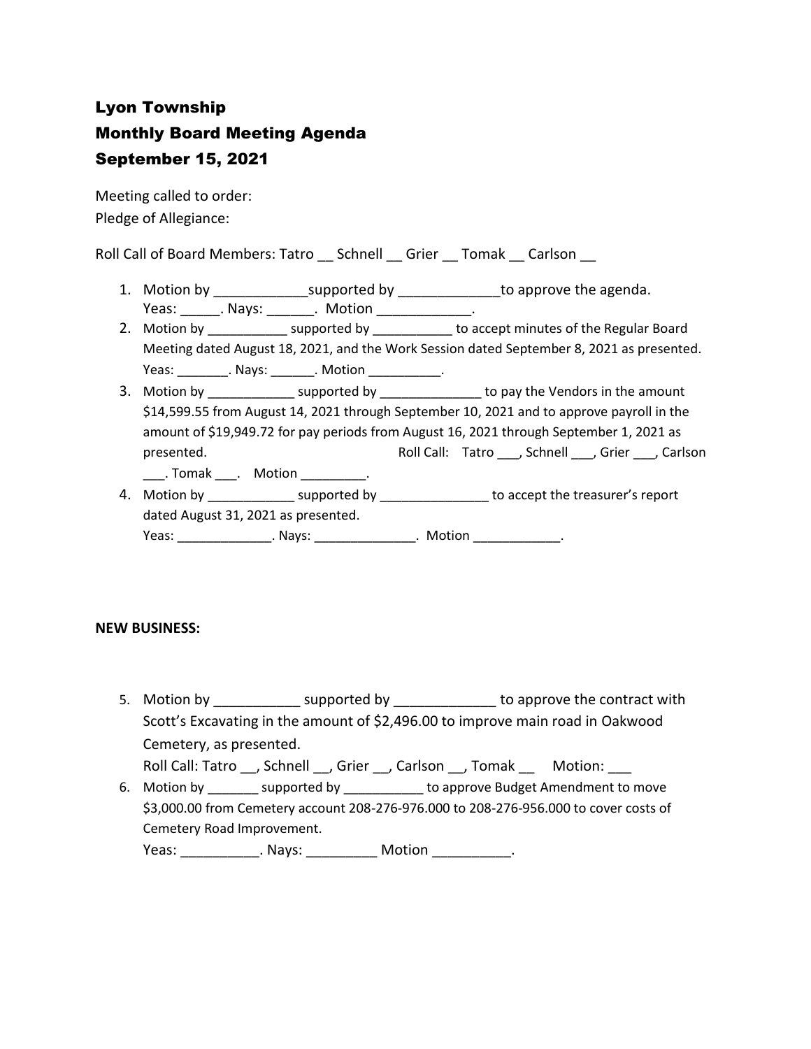# Lyon Township
# Monthly Board Meeting Agenda
# September 15, 2021

Meeting called to order:
Pledge of Allegiance:

Roll Call of Board Members: Tatro __ Schnell __ Grier __ Tomak __ Carlson __

1. Motion by ____________supported by _____________to approve the agenda.
   Yeas: _____. Nays: ______. Motion ____________.
2. Motion by ___________ supported by ___________ to accept minutes of the Regular Board Meeting dated August 18, 2021, and the Work Session dated September 8, 2021 as presented.
   Yeas: _______. Nays: ______. Motion __________.
3. Motion by ____________ supported by ______________ to pay the Vendors in the amount $14,599.55 from August 14, 2021 through September 10, 2021 and to approve payroll in the amount of $19,949.72 for pay periods from August 16, 2021 through September 1, 2021 as presented. Roll Call: Tatro ___, Schnell ___, Grier ___, Carlson ___. Tomak ___. Motion _________.
4. Motion by ____________ supported by _______________ to accept the treasurer's report dated August 31, 2021 as presented.
   Yeas: _____________. Nays: ______________. Motion ____________.

**NEW BUSINESS:**

5. Motion by ___________ supported by _____________ to approve the contract with Scott's Excavating in the amount of $2,496.00 to improve main road in Oakwood Cemetery, as presented.
   Roll Call: Tatro __, Schnell __, Grier __, Carlson __, Tomak __ Motion: ___
6. Motion by _______ supported by ___________ to approve Budget Amendment to move $3,000.00 from Cemetery account 208-276-976.000 to 208-276-956.000 to cover costs of Cemetery Road Improvement.
   Yeas: __________. Nays: _________ Motion __________.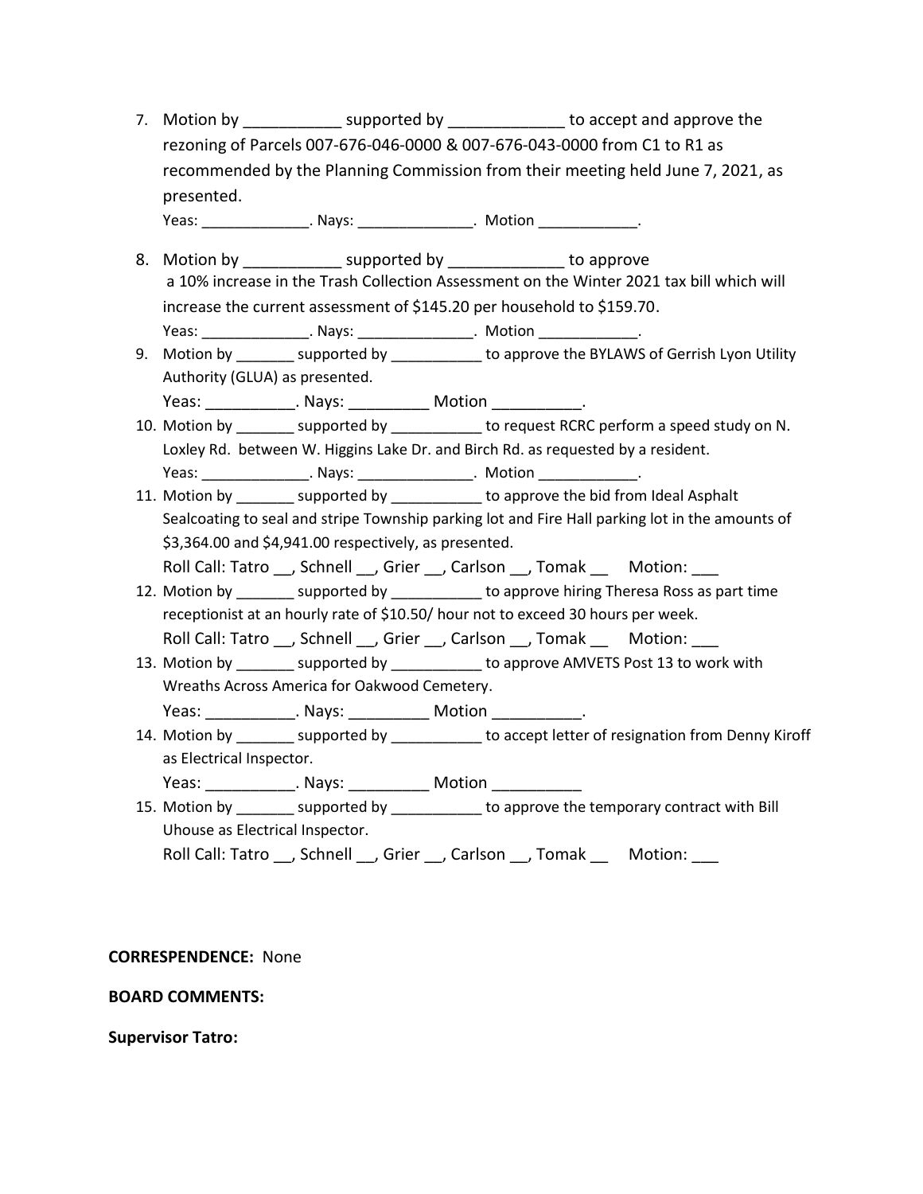7. Motion by ___________ supported by _____________ to accept and approve the rezoning of Parcels 007-676-046-0000 & 007-676-043-0000 from C1 to R1 as recommended by the Planning Commission from their meeting held June 7, 2021, as presented.
   Yeas: _____________. Nays: ______________. Motion ____________.

8. Motion by ___________ supported by _____________ to approve a 10% increase in the Trash Collection Assessment on the Winter 2021 tax bill which will increase the current assessment of $145.20 per household to $159.70.
   Yeas: _____________. Nays: ______________. Motion ____________.

9. Motion by _______ supported by ___________ to approve the BYLAWS of Gerrish Lyon Utility Authority (GLUA) as presented.
   Yeas: __________. Nays: _________ Motion __________.

10. Motion by _______ supported by ___________ to request RCRC perform a speed study on N. Loxley Rd. between W. Higgins Lake Dr. and Birch Rd. as requested by a resident.
    Yeas: _____________. Nays: ______________. Motion ____________.

11. Motion by _______ supported by ___________ to approve the bid from Ideal Asphalt Sealcoating to seal and stripe Township parking lot and Fire Hall parking lot in the amounts of $3,364.00 and $4,941.00 respectively, as presented.
    Roll Call: Tatro __, Schnell __, Grier __, Carlson __, Tomak __ Motion: ___

12. Motion by _______ supported by ___________ to approve hiring Theresa Ross as part time receptionist at an hourly rate of $10.50/ hour not to exceed 30 hours per week.
    Roll Call: Tatro __, Schnell __, Grier __, Carlson __, Tomak __ Motion: ___

13. Motion by _______ supported by ___________ to approve AMVETS Post 13 to work with Wreaths Across America for Oakwood Cemetery.
    Yeas: __________. Nays: _________ Motion __________.

14. Motion by _______ supported by ___________ to accept letter of resignation from Denny Kiroff as Electrical Inspector.
    Yeas: __________. Nays: _________ Motion __________

15. Motion by _______ supported by ___________ to approve the temporary contract with Bill Uhouse as Electrical Inspector.
    Roll Call: Tatro __, Schnell __, Grier __, Carlson __, Tomak __ Motion: ___

**CORRESPENDENCE:** None

**BOARD COMMENTS:**

**Supervisor Tatro:**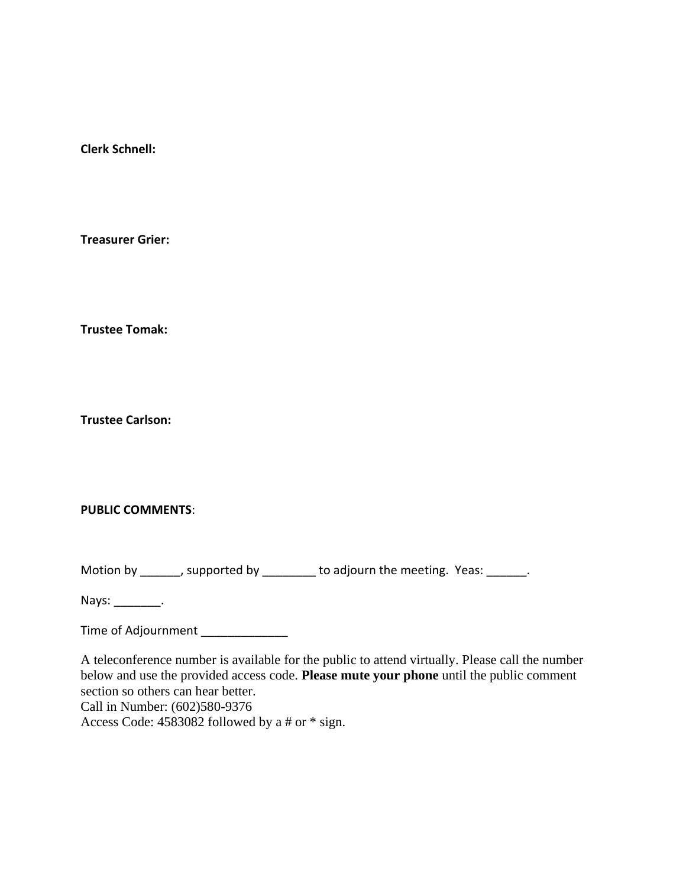**Clerk Schnell:**

**Treasurer Grier:**

**Trustee Tomak:**

**Trustee Carlson:**

**PUBLIC COMMENTS**:

Motion by ______, supported by ________ to adjourn the meeting. Yeas: ______.

Nays: _______.

Time of Adjournment _____________

A teleconference number is available for the public to attend virtually. Please call the number below and use the provided access code. **Please mute your phone** until the public comment section so others can hear better.
Call in Number: (602)580-9376
Access Code: 4583082 followed by a # or * sign.